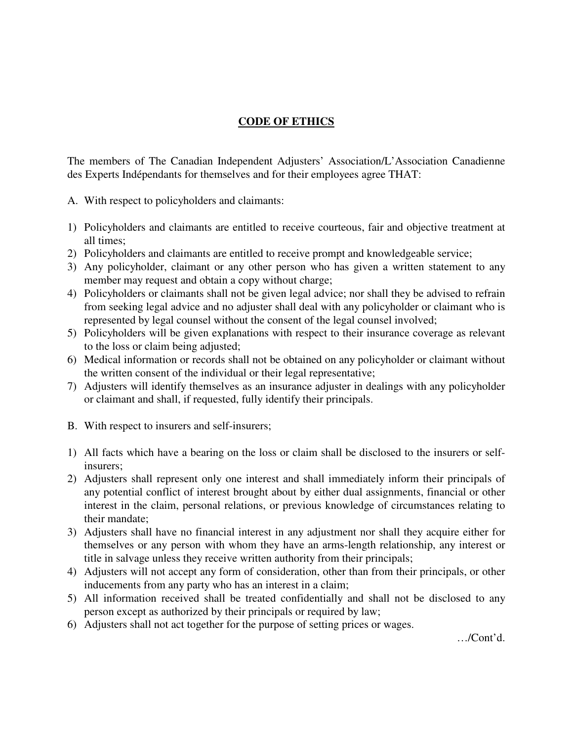# CODE OF ETHICS

The members of The Canadian Independent Adjusters' Association/L'Association Canadienne des Experts Indépendants for themselves and for their employees agree THAT:

A. With respect to policyholders and claimants:

1) Policyholders and claimants are entitled to receive courteous, fair and objective treatment at all times;
2) Policyholders and claimants are entitled to receive prompt and knowledgeable service;
3) Any policyholder, claimant or any other person who has given a written statement to any member may request and obtain a copy without charge;
4) Policyholders or claimants shall not be given legal advice; nor shall they be advised to refrain from seeking legal advice and no adjuster shall deal with any policyholder or claimant who is represented by legal counsel without the consent of the legal counsel involved;
5) Policyholders will be given explanations with respect to their insurance coverage as relevant to the loss or claim being adjusted;
6) Medical information or records shall not be obtained on any policyholder or claimant without the written consent of the individual or their legal representative;
7) Adjusters will identify themselves as an insurance adjuster in dealings with any policyholder or claimant and shall, if requested, fully identify their principals.

B. With respect to insurers and self-insurers;

1) All facts which have a bearing on the loss or claim shall be disclosed to the insurers or self-insurers;
2) Adjusters shall represent only one interest and shall immediately inform their principals of any potential conflict of interest brought about by either dual assignments, financial or other interest in the claim, personal relations, or previous knowledge of circumstances relating to their mandate;
3) Adjusters shall have no financial interest in any adjustment nor shall they acquire either for themselves or any person with whom they have an arms-length relationship, any interest or title in salvage unless they receive written authority from their principals;
4) Adjusters will not accept any form of consideration, other than from their principals, or other inducements from any party who has an interest in a claim;
5) All information received shall be treated confidentially and shall not be disclosed to any person except as authorized by their principals or required by law;
6) Adjusters shall not act together for the purpose of setting prices or wages.

…/Cont'd.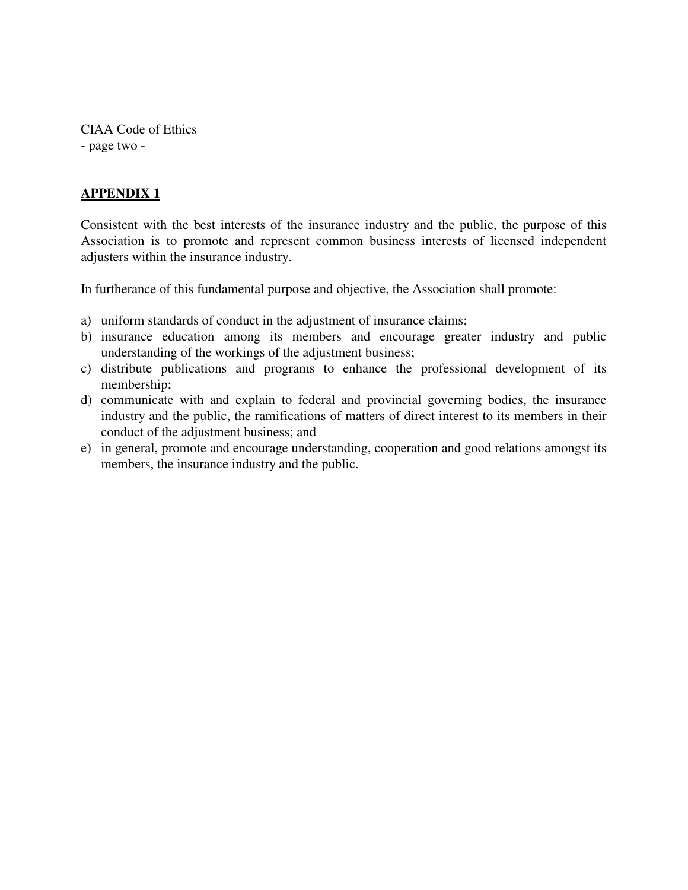## APPENDIX 1

Consistent with the best interests of the insurance industry and the public, the purpose of this Association is to promote and represent common business interests of licensed independent adjusters within the insurance industry.

In furtherance of this fundamental purpose and objective, the Association shall promote:

a) uniform standards of conduct in the adjustment of insurance claims;
b) insurance education among its members and encourage greater industry and public understanding of the workings of the adjustment business;
c) distribute publications and programs to enhance the professional development of its membership;
d) communicate with and explain to federal and provincial governing bodies, the insurance industry and the public, the ramifications of matters of direct interest to its members in their conduct of the adjustment business; and
e) in general, promote and encourage understanding, cooperation and good relations amongst its members, the insurance industry and the public.